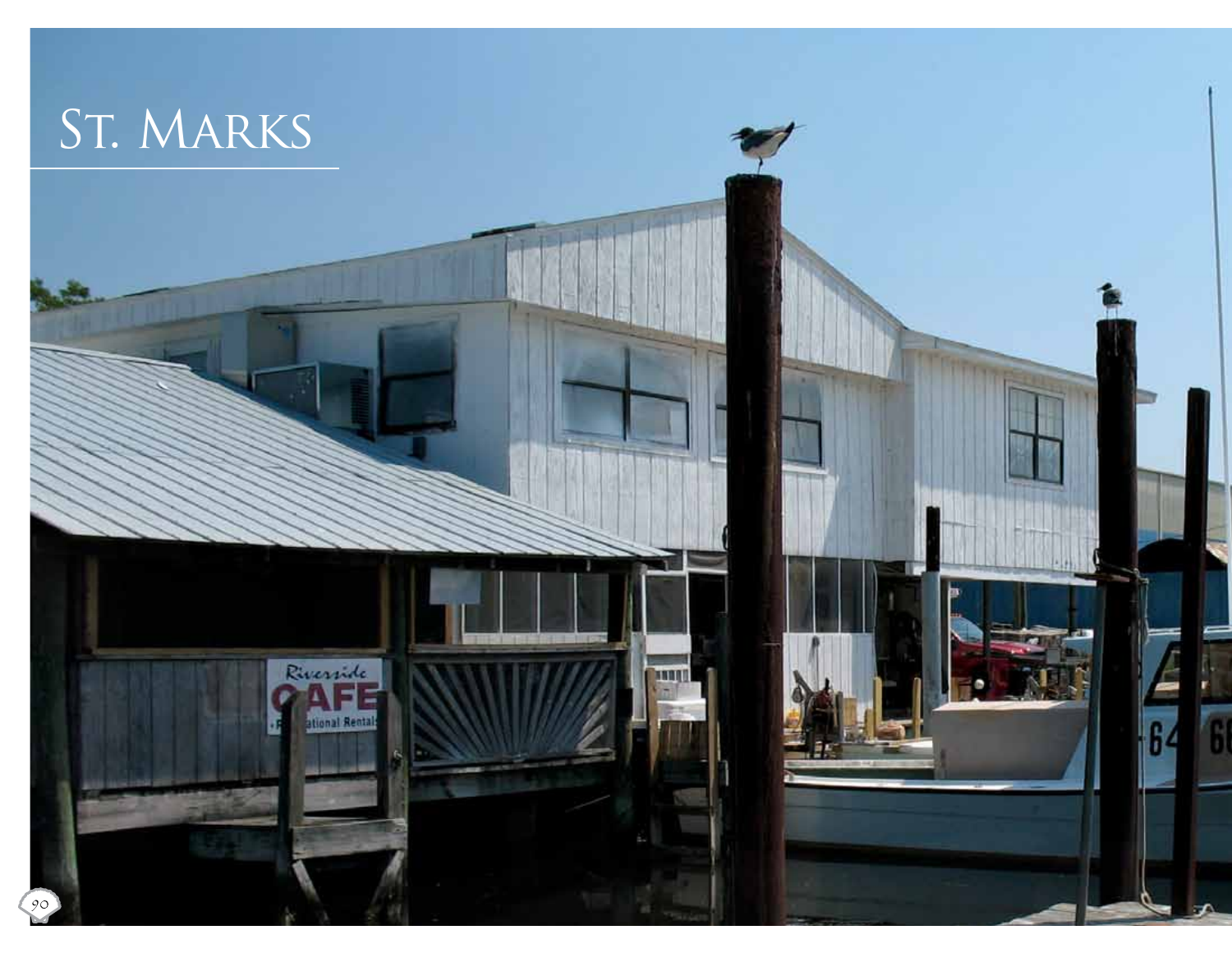# St. Marks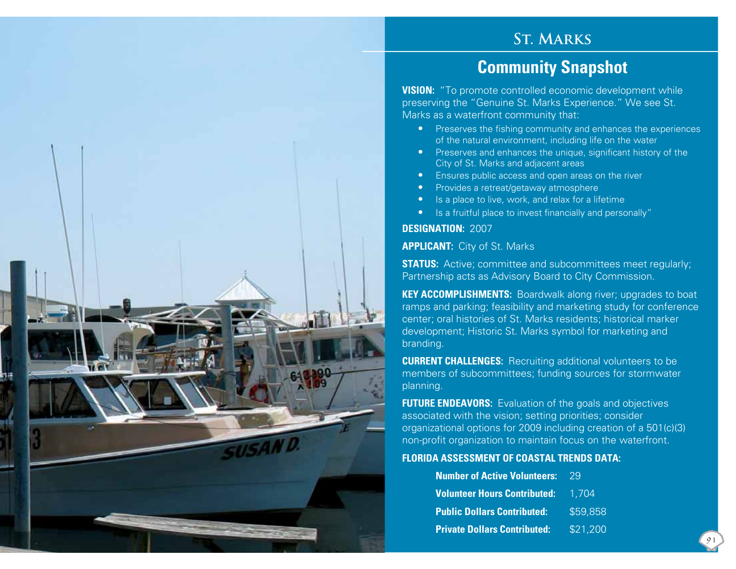# St. Marks

## Community Snapshot

**VISION:** "To promote controlled economic development while preserving the "Genuine St. Marks Experience." We see St. Marks as a waterfront community that:

- Preserves the fishing community and enhances the experiences of the natural environment, including life on the water
- Preserves and enhances the unique, significant history of the City of St. Marks and adjacent areas
- Ensures public access and open areas on the river
- Provides a retreat/getaway atmosphere
- Is a place to live, work, and relax for a lifetime
- Is a fruitful place to invest financially and personally"

**DESIGNATION:** 2007

**APPLICANT:** City of St. Marks

**STATUS:** Active; committee and subcommittees meet regularly; Partnership acts as Advisory Board to City Commission.

**KEY ACCOMPLISHMENTS:** Boardwalk along river; upgrades to boat ramps and parking; feasibility and marketing study for conference center; oral histories of St. Marks residents; historical marker development; Historic St. Marks symbol for marketing and branding.

**CURRENT CHALLENGES:** Recruiting additional volunteers to be members of subcommittees; funding sources for stormwater planning.

**FUTURE ENDEAVORS:** Evaluation of the goals and objectives associated with the vision; setting priorities; consider organizational options for 2009 including creation of a 501(c)(3) non-profit organization to maintain focus on the waterfront.

**FLORIDA ASSESSMENT OF COASTAL TRENDS DATA:**

| | |
|---|---|
| **Number of Active Volunteers:** | 29 |
| **Volunteer Hours Contributed:** | 1,704 |
| **Public Dollars Contributed:** | $59,858 |
| **Private Dollars Contributed:** | $21,200 |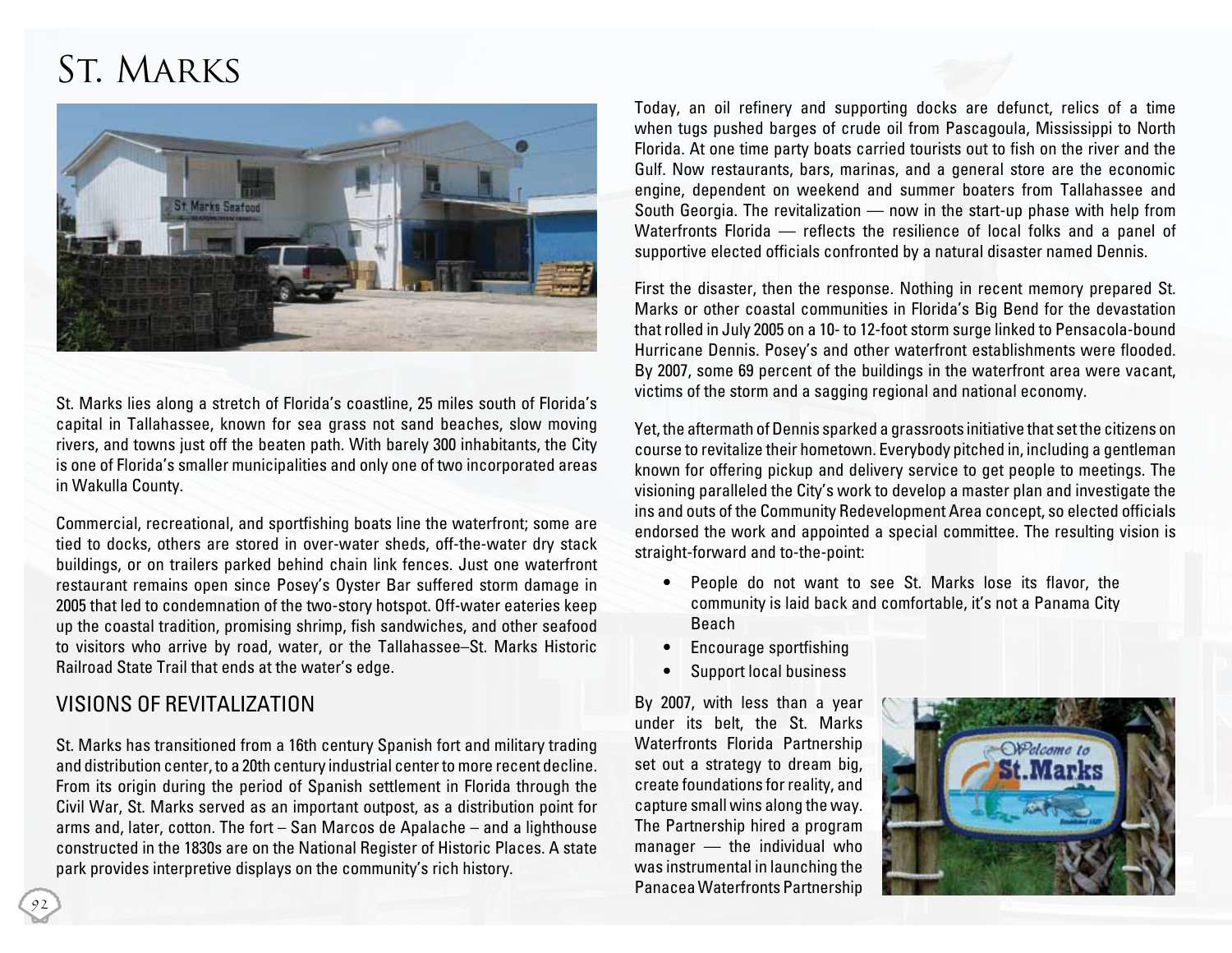# St. Marks

St. Marks lies along a stretch of Florida's coastline, 25 miles south of Florida's capital in Tallahassee, known for sea grass not sand beaches, slow moving rivers, and towns just off the beaten path. With barely 300 inhabitants, the City is one of Florida's smaller municipalities and only one of two incorporated areas in Wakulla County.

Commercial, recreational, and sportfishing boats line the waterfront; some are tied to docks, others are stored in over-water sheds, off-the-water dry stack buildings, or on trailers parked behind chain link fences. Just one waterfront restaurant remains open since Posey's Oyster Bar suffered storm damage in 2005 that led to condemnation of the two-story hotspot. Off-water eateries keep up the coastal tradition, promising shrimp, fish sandwiches, and other seafood to visitors who arrive by road, water, or the Tallahassee–St. Marks Historic Railroad State Trail that ends at the water's edge.

## VISIONS OF REVITALIZATION

St. Marks has transitioned from a 16th century Spanish fort and military trading and distribution center, to a 20th century industrial center to more recent decline. From its origin during the period of Spanish settlement in Florida through the Civil War, St. Marks served as an important outpost, as a distribution point for arms and, later, cotton. The fort – San Marcos de Apalache – and a lighthouse constructed in the 1830s are on the National Register of Historic Places. A state park provides interpretive displays on the community's rich history.

Today, an oil refinery and supporting docks are defunct, relics of a time when tugs pushed barges of crude oil from Pascagoula, Mississippi to North Florida. At one time party boats carried tourists out to fish on the river and the Gulf. Now restaurants, bars, marinas, and a general store are the economic engine, dependent on weekend and summer boaters from Tallahassee and South Georgia. The revitalization — now in the start-up phase with help from Waterfronts Florida — reflects the resilience of local folks and a panel of supportive elected officials confronted by a natural disaster named Dennis.

First the disaster, then the response. Nothing in recent memory prepared St. Marks or other coastal communities in Florida's Big Bend for the devastation that rolled in July 2005 on a 10- to 12-foot storm surge linked to Pensacola-bound Hurricane Dennis. Posey's and other waterfront establishments were flooded. By 2007, some 69 percent of the buildings in the waterfront area were vacant, victims of the storm and a sagging regional and national economy.

Yet, the aftermath of Dennis sparked a grassroots initiative that set the citizens on course to revitalize their hometown. Everybody pitched in, including a gentleman known for offering pickup and delivery service to get people to meetings. The visioning paralleled the City's work to develop a master plan and investigate the ins and outs of the Community Redevelopment Area concept, so elected officials endorsed the work and appointed a special committee. The resulting vision is straight-forward and to-the-point:

- People do not want to see St. Marks lose its flavor, the community is laid back and comfortable, it's not a Panama City Beach
- Encourage sportfishing
- Support local business

By 2007, with less than a year under its belt, the St. Marks Waterfronts Florida Partnership set out a strategy to dream big, create foundations for reality, and capture small wins along the way. The Partnership hired a program manager — the individual who was instrumental in launching the Panacea Waterfronts Partnership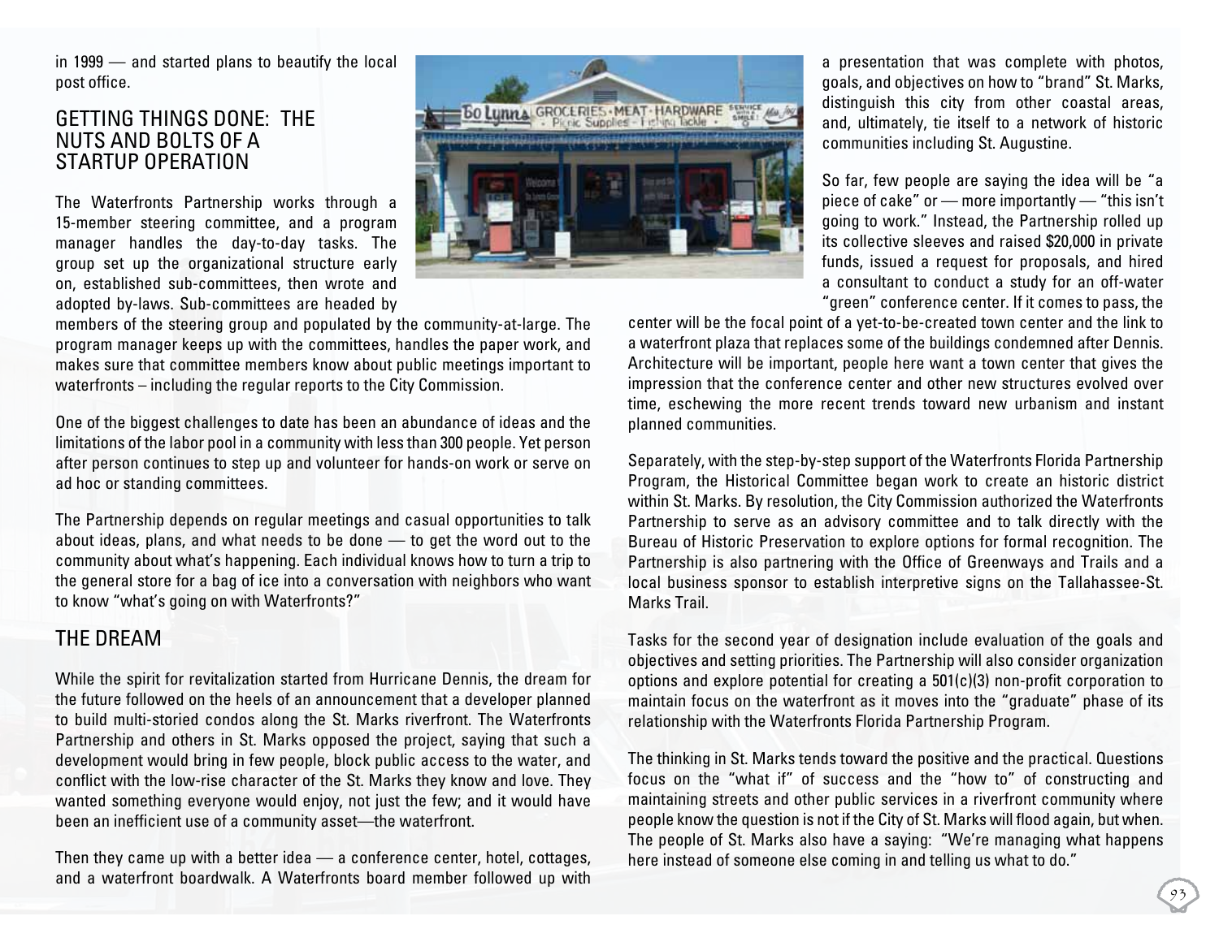in 1999 — and started plans to beautify the local post office.

## GETTING THINGS DONE: THE NUTS AND BOLTS OF A STARTUP OPERATION

The Waterfronts Partnership works through a 15-member steering committee, and a program manager handles the day-to-day tasks. The group set up the organizational structure early on, established sub-committees, then wrote and adopted by-laws. Sub-committees are headed by members of the steering group and populated by the community-at-large. The program manager keeps up with the committees, handles the paper work, and makes sure that committee members know about public meetings important to waterfronts – including the regular reports to the City Commission.

One of the biggest challenges to date has been an abundance of ideas and the limitations of the labor pool in a community with less than 300 people. Yet person after person continues to step up and volunteer for hands-on work or serve on ad hoc or standing committees.

The Partnership depends on regular meetings and casual opportunities to talk about ideas, plans, and what needs to be done — to get the word out to the community about what's happening. Each individual knows how to turn a trip to the general store for a bag of ice into a conversation with neighbors who want to know "what's going on with Waterfronts?"

## THE DREAM

While the spirit for revitalization started from Hurricane Dennis, the dream for the future followed on the heels of an announcement that a developer planned to build multi-storied condos along the St. Marks riverfront. The Waterfronts Partnership and others in St. Marks opposed the project, saying that such a development would bring in few people, block public access to the water, and conflict with the low-rise character of the St. Marks they know and love. They wanted something everyone would enjoy, not just the few; and it would have been an inefficient use of a community asset—the waterfront.

Then they came up with a better idea — a conference center, hotel, cottages, and a waterfront boardwalk. A Waterfronts board member followed up with a presentation that was complete with photos, goals, and objectives on how to "brand" St. Marks, distinguish this city from other coastal areas, and, ultimately, tie itself to a network of historic communities including St. Augustine.

So far, few people are saying the idea will be "a piece of cake" or — more importantly — "this isn't going to work." Instead, the Partnership rolled up its collective sleeves and raised $20,000 in private funds, issued a request for proposals, and hired a consultant to conduct a study for an off-water "green" conference center. If it comes to pass, the center will be the focal point of a yet-to-be-created town center and the link to a waterfront plaza that replaces some of the buildings condemned after Dennis. Architecture will be important, people here want a town center that gives the impression that the conference center and other new structures evolved over time, eschewing the more recent trends toward new urbanism and instant planned communities.

Separately, with the step-by-step support of the Waterfronts Florida Partnership Program, the Historical Committee began work to create an historic district within St. Marks. By resolution, the City Commission authorized the Waterfronts Partnership to serve as an advisory committee and to talk directly with the Bureau of Historic Preservation to explore options for formal recognition. The Partnership is also partnering with the Office of Greenways and Trails and a local business sponsor to establish interpretive signs on the Tallahassee-St. Marks Trail.

Tasks for the second year of designation include evaluation of the goals and objectives and setting priorities. The Partnership will also consider organization options and explore potential for creating a 501(c)(3) non-profit corporation to maintain focus on the waterfront as it moves into the "graduate" phase of its relationship with the Waterfronts Florida Partnership Program.

The thinking in St. Marks tends toward the positive and the practical. Questions focus on the "what if" of success and the "how to" of constructing and maintaining streets and other public services in a riverfront community where people know the question is not if the City of St. Marks will flood again, but when. The people of St. Marks also have a saying: "We're managing what happens here instead of someone else coming in and telling us what to do."